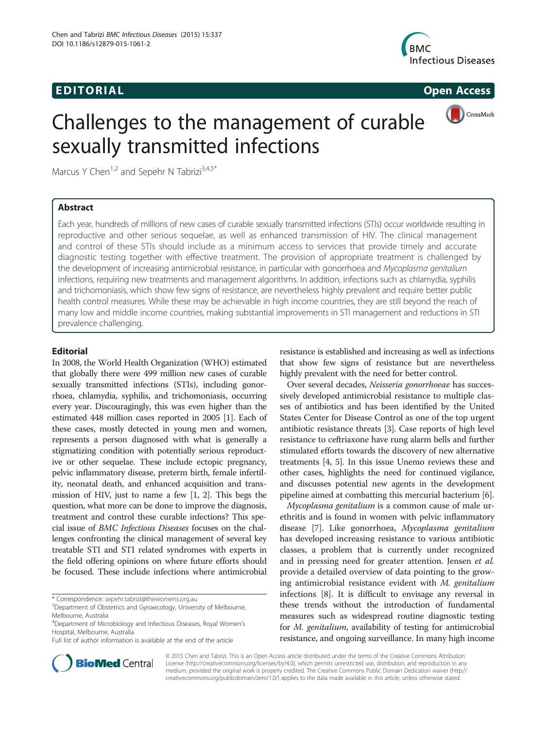EDITORIAL

Open Access

# Challenges to the management of curable sexually transmitted infections

Marcus Y Chen[1,2] and Sepehr N Tabrizi[3,4,5*]

## Abstract

Each year, hundreds of millions of new cases of curable sexually transmitted infections (STIs) occur worldwide resulting in reproductive and other serious sequelae, as well as enhanced transmission of HIV. The clinical management and control of these STIs should include as a minimum access to services that provide timely and accurate diagnostic testing together with effective treatment. The provision of appropriate treatment is challenged by the development of increasing antimicrobial resistance, in particular with gonorrhoea and *Mycoplasma genitalium* infections, requiring new treatments and management algorithms. In addition, infections such as chlamydia, syphilis and trichomoniasis, which show few signs of resistance, are nevertheless highly prevalent and require better public health control measures. While these may be achievable in high income countries, they are still beyond the reach of many low and middle income countries, making substantial improvements in STI management and reductions in STI prevalence challenging.

## Editorial

In 2008, the World Health Organization (WHO) estimated that globally there were 499 million new cases of curable sexually transmitted infections (STIs), including gonorrhoea, chlamydia, syphilis, and trichomoniasis, occurring every year. Discouragingly, this was even higher than the estimated 448 million cases reported in 2005 [1]. Each of these cases, mostly detected in young men and women, represents a person diagnosed with what is generally a stigmatizing condition with potentially serious reproductive or other sequelae. These include ectopic pregnancy, pelvic inflammatory disease, preterm birth, female infertility, neonatal death, and enhanced acquisition and transmission of HIV, just to name a few [1, 2]. This begs the question, what more can be done to improve the diagnosis, treatment and control these curable infections? This special issue of *BMC Infectious Diseases* focuses on the challenges confronting the clinical management of several key treatable STI and STI related syndromes with experts in the field offering opinions on where future efforts should be focused. These include infections where antimicrobial resistance is established and increasing as well as infections that show few signs of resistance but are nevertheless highly prevalent with the need for better control.

Over several decades, *Neisseria gonorrhoeae* has successively developed antimicrobial resistance to multiple classes of antibiotics and has been identified by the United States Center for Disease Control as one of the top urgent antibiotic resistance threats [3]. Case reports of high level resistance to ceftriaxone have rung alarm bells and further stimulated efforts towards the discovery of new alternative treatments [4, 5]. In this issue Unemo reviews these and other cases, highlights the need for continued vigilance, and discusses potential new agents in the development pipeline aimed at combatting this mercurial bacterium [6].

*Mycoplasma genitalium* is a common cause of male urethritis and is found in women with pelvic inflammatory disease [7]. Like gonorrhoea, *Mycoplasma genitalium* has developed increasing resistance to various antibiotic classes, a problem that is currently under recognized and in pressing need for greater attention. Jensen *et al.* provide a detailed overview of data pointing to the growing antimicrobial resistance evident with *M. genitalium* infections [8]. It is difficult to envisage any reversal in these trends without the introduction of fundamental measures such as widespread routine diagnostic testing for *M. genitalium*, availability of testing for antimicrobial resistance, and ongoing surveillance. In many high income

\* Correspondence: sepehr.tabrizi@thewomens.org.au
[3]Department of Obstetrics and Gynaecology, University of Melbourne, Melbourne, Australia
[4]Department of Microbiology and Infectious Diseases, Royal Women's Hospital, Melbourne, Australia
Full list of author information is available at the end of the article

© 2015 Chen and Tabrizi. This is an Open Access article distributed under the terms of the Creative Commons Attribution License (http://creativecommons.org/licenses/by/4.0), which permits unrestricted use, distribution, and reproduction in any medium, provided the original work is properly credited. The Creative Commons Public Domain Dedication waiver (http://creativecommons.org/publicdomain/zero/1.0/) applies to the data made available in this article, unless otherwise stated.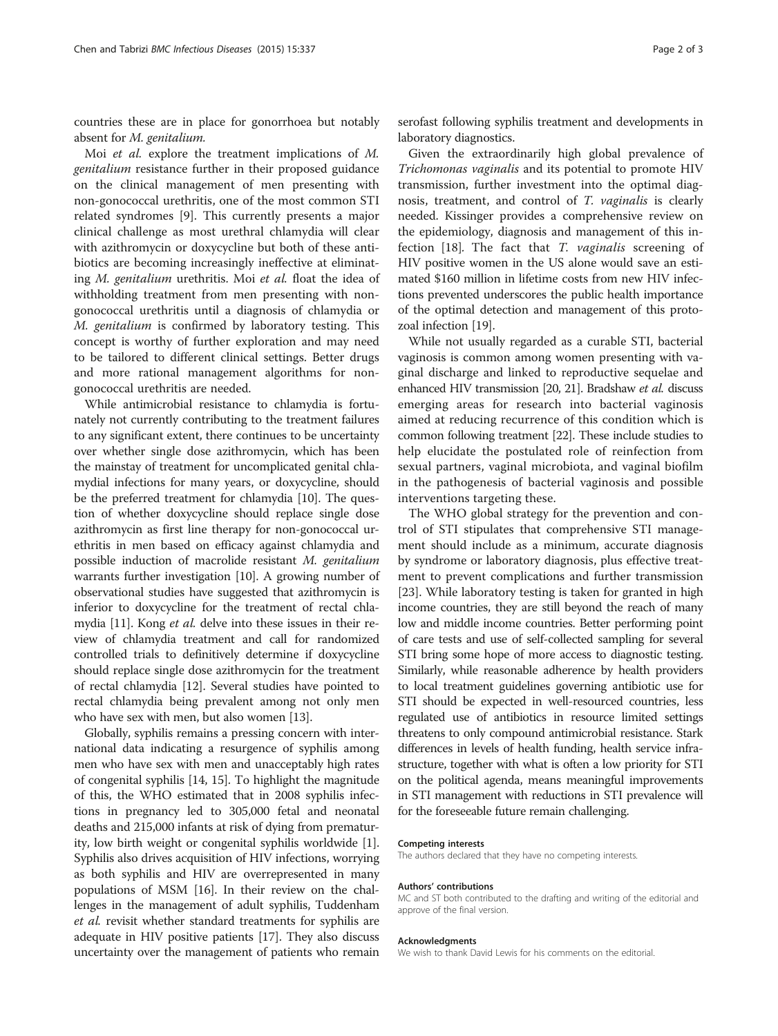countries these are in place for gonorrhoea but notably absent for *M. genitalium.*

Moi *et al.* explore the treatment implications of *M. genitalium* resistance further in their proposed guidance on the clinical management of men presenting with non-gonococcal urethritis, one of the most common STI related syndromes [9]. This currently presents a major clinical challenge as most urethral chlamydia will clear with azithromycin or doxycycline but both of these antibiotics are becoming increasingly ineffective at eliminating *M. genitalium* urethritis. Moi *et al.* float the idea of withholding treatment from men presenting with non-gonococcal urethritis until a diagnosis of chlamydia or *M. genitalium* is confirmed by laboratory testing. This concept is worthy of further exploration and may need to be tailored to different clinical settings. Better drugs and more rational management algorithms for non-gonococcal urethritis are needed.

While antimicrobial resistance to chlamydia is fortunately not currently contributing to the treatment failures to any significant extent, there continues to be uncertainty over whether single dose azithromycin, which has been the mainstay of treatment for uncomplicated genital chlamydial infections for many years, or doxycycline, should be the preferred treatment for chlamydia [10]. The question of whether doxycycline should replace single dose azithromycin as first line therapy for non-gonococcal urethritis in men based on efficacy against chlamydia and possible induction of macrolide resistant *M. genitalium* warrants further investigation [10]. A growing number of observational studies have suggested that azithromycin is inferior to doxycycline for the treatment of rectal chlamydia [11]. Kong *et al.* delve into these issues in their review of chlamydia treatment and call for randomized controlled trials to definitively determine if doxycycline should replace single dose azithromycin for the treatment of rectal chlamydia [12]. Several studies have pointed to rectal chlamydia being prevalent among not only men who have sex with men, but also women [13].

Globally, syphilis remains a pressing concern with international data indicating a resurgence of syphilis among men who have sex with men and unacceptably high rates of congenital syphilis [14, 15]. To highlight the magnitude of this, the WHO estimated that in 2008 syphilis infections in pregnancy led to 305,000 fetal and neonatal deaths and 215,000 infants at risk of dying from prematurity, low birth weight or congenital syphilis worldwide [1]. Syphilis also drives acquisition of HIV infections, worrying as both syphilis and HIV are overrepresented in many populations of MSM [16]. In their review on the challenges in the management of adult syphilis, Tuddenham *et al.* revisit whether standard treatments for syphilis are adequate in HIV positive patients [17]. They also discuss uncertainty over the management of patients who remain serofast following syphilis treatment and developments in laboratory diagnostics.

Given the extraordinarily high global prevalence of *Trichomonas vaginalis* and its potential to promote HIV transmission, further investment into the optimal diagnosis, treatment, and control of *T. vaginalis* is clearly needed. Kissinger provides a comprehensive review on the epidemiology, diagnosis and management of this infection [18]. The fact that *T. vaginalis* screening of HIV positive women in the US alone would save an estimated $160 million in lifetime costs from new HIV infections prevented underscores the public health importance of the optimal detection and management of this protozoal infection [19].

While not usually regarded as a curable STI, bacterial vaginosis is common among women presenting with vaginal discharge and linked to reproductive sequelae and enhanced HIV transmission [20, 21]. Bradshaw *et al.* discuss emerging areas for research into bacterial vaginosis aimed at reducing recurrence of this condition which is common following treatment [22]. These include studies to help elucidate the postulated role of reinfection from sexual partners, vaginal microbiota, and vaginal biofilm in the pathogenesis of bacterial vaginosis and possible interventions targeting these.

The WHO global strategy for the prevention and control of STI stipulates that comprehensive STI management should include as a minimum, accurate diagnosis by syndrome or laboratory diagnosis, plus effective treatment to prevent complications and further transmission [23]. While laboratory testing is taken for granted in high income countries, they are still beyond the reach of many low and middle income countries. Better performing point of care tests and use of self-collected sampling for several STI bring some hope of more access to diagnostic testing. Similarly, while reasonable adherence by health providers to local treatment guidelines governing antibiotic use for STI should be expected in well-resourced countries, less regulated use of antibiotics in resource limited settings threatens to only compound antimicrobial resistance. Stark differences in levels of health funding, health service infrastructure, together with what is often a low priority for STI on the political agenda, means meaningful improvements in STI management with reductions in STI prevalence will for the foreseeable future remain challenging.

#### Competing interests

The authors declared that they have no competing interests.

#### Authors' contributions

MC and ST both contributed to the drafting and writing of the editorial and approve of the final version.

#### Acknowledgments

We wish to thank David Lewis for his comments on the editorial.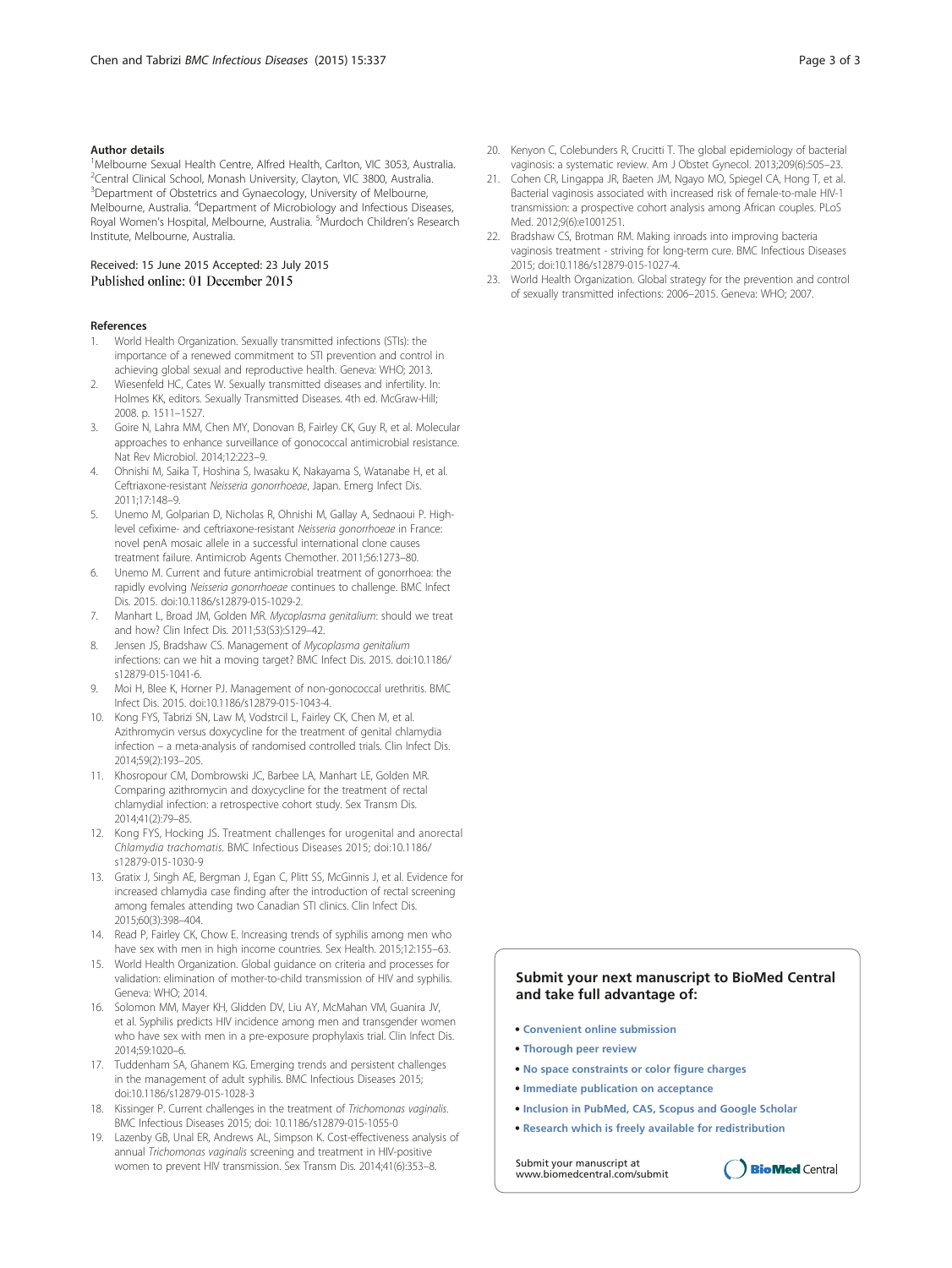### Author details

[1]Melbourne Sexual Health Centre, Alfred Health, Carlton, VIC 3053, Australia. [2]Central Clinical School, Monash University, Clayton, VIC 3800, Australia. [3]Department of Obstetrics and Gynaecology, University of Melbourne, Melbourne, Australia. [4]Department of Microbiology and Infectious Diseases, Royal Women's Hospital, Melbourne, Australia. [5]Murdoch Children's Research Institute, Melbourne, Australia.

Received: 15 June 2015 Accepted: 23 July 2015
Published online: 01 December 2015

### References

1. World Health Organization. Sexually transmitted infections (STIs): the importance of a renewed commitment to STI prevention and control in achieving global sexual and reproductive health. Geneva: WHO; 2013.
2. Wiesenfeld HC, Cates W. Sexually transmitted diseases and infertility. In: Holmes KK, editors. Sexually Transmitted Diseases. 4th ed. McGraw-Hill; 2008. p. 1511–1527.
3. Goire N, Lahra MM, Chen MY, Donovan B, Fairley CK, Guy R, et al. Molecular approaches to enhance surveillance of gonococcal antimicrobial resistance. Nat Rev Microbiol. 2014;12:223–9.
4. Ohnishi M, Saika T, Hoshina S, Iwasaku K, Nakayama S, Watanabe H, et al. Ceftriaxone-resistant *Neisseria gonorrhoeae*, Japan. Emerg Infect Dis. 2011;17:148–9.
5. Unemo M, Golparian D, Nicholas R, Ohnishi M, Gallay A, Sednaoui P. High-level cefixime- and ceftriaxone-resistant *Neisseria gonorrhoeae* in France: novel penA mosaic allele in a successful international clone causes treatment failure. Antimicrob Agents Chemother. 2011;56:1273–80.
6. Unemo M. Current and future antimicrobial treatment of gonorrhoea: the rapidly evolving *Neisseria gonorrhoeae* continues to challenge. BMC Infect Dis. 2015. doi:10.1186/s12879-015-1029-2.
7. Manhart L, Broad JM, Golden MR. *Mycoplasma genitalium*: should we treat and how? Clin Infect Dis. 2011;53(S3):S129–42.
8. Jensen JS, Bradshaw CS. Management of *Mycoplasma genitalium* infections: can we hit a moving target? BMC Infect Dis. 2015. doi:10.1186/s12879-015-1041-6.
9. Moi H, Blee K, Horner PJ. Management of non-gonococcal urethritis. BMC Infect Dis. 2015. doi:10.1186/s12879-015-1043-4.
10. Kong FYS, Tabrizi SN, Law M, Vodstrcil L, Fairley CK, Chen M, et al. Azithromycin versus doxycycline for the treatment of genital chlamydia infection – a meta-analysis of randomised controlled trials. Clin Infect Dis. 2014;59(2):193–205.
11. Khosropour CM, Dombrowski JC, Barbee LA, Manhart LE, Golden MR. Comparing azithromycin and doxycycline for the treatment of rectal chlamydial infection: a retrospective cohort study. Sex Transm Dis. 2014;41(2):79–85.
12. Kong FYS, Hocking JS. Treatment challenges for urogenital and anorectal *Chlamydia trachomatis*. BMC Infectious Diseases 2015; doi:10.1186/s12879-015-1030-9
13. Gratix J, Singh AE, Bergman J, Egan C, Plitt SS, McGinnis J, et al. Evidence for increased chlamydia case finding after the introduction of rectal screening among females attending two Canadian STI clinics. Clin Infect Dis. 2015;60(3):398–404.
14. Read P, Fairley CK, Chow E. Increasing trends of syphilis among men who have sex with men in high income countries. Sex Health. 2015;12:155–63.
15. World Health Organization. Global guidance on criteria and processes for validation: elimination of mother-to-child transmission of HIV and syphilis. Geneva: WHO; 2014.
16. Solomon MM, Mayer KH, Glidden DV, Liu AY, McMahan VM, Guanira JV, et al. Syphilis predicts HIV incidence among men and transgender women who have sex with men in a pre-exposure prophylaxis trial. Clin Infect Dis. 2014;59:1020–6.
17. Tuddenham SA, Ghanem KG. Emerging trends and persistent challenges in the management of adult syphilis. BMC Infectious Diseases 2015; doi:10.1186/s12879-015-1028-3
18. Kissinger P. Current challenges in the treatment of *Trichomonas vaginalis*. BMC Infectious Diseases 2015; doi: 10.1186/s12879-015-1055-0
19. Lazenby GB, Unal ER, Andrews AL, Simpson K. Cost-effectiveness analysis of annual *Trichomonas vaginalis* screening and treatment in HIV-positive women to prevent HIV transmission. Sex Transm Dis. 2014;41(6):353–8.
20. Kenyon C, Colebunders R, Crucitti T. The global epidemiology of bacterial vaginosis: a systematic review. Am J Obstet Gynecol. 2013;209(6):505–23.
21. Cohen CR, Lingappa JR, Baeten JM, Ngayo MO, Spiegel CA, Hong T, et al. Bacterial vaginosis associated with increased risk of female-to-male HIV-1 transmission: a prospective cohort analysis among African couples. PLoS Med. 2012;9(6):e1001251.
22. Bradshaw CS, Brotman RM. Making inroads into improving bacteria vaginosis treatment - striving for long-term cure. BMC Infectious Diseases 2015; doi:10.1186/s12879-015-1027-4.
23. World Health Organization. Global strategy for the prevention and control of sexually transmitted infections: 2006–2015. Geneva: WHO; 2007.

**Submit your next manuscript to BioMed Central and take full advantage of:**

- Convenient online submission
- Thorough peer review
- No space constraints or color figure charges
- Immediate publication on acceptance
- Inclusion in PubMed, CAS, Scopus and Google Scholar
- Research which is freely available for redistribution

Submit your manuscript at
www.biomedcentral.com/submit

BioMed Central